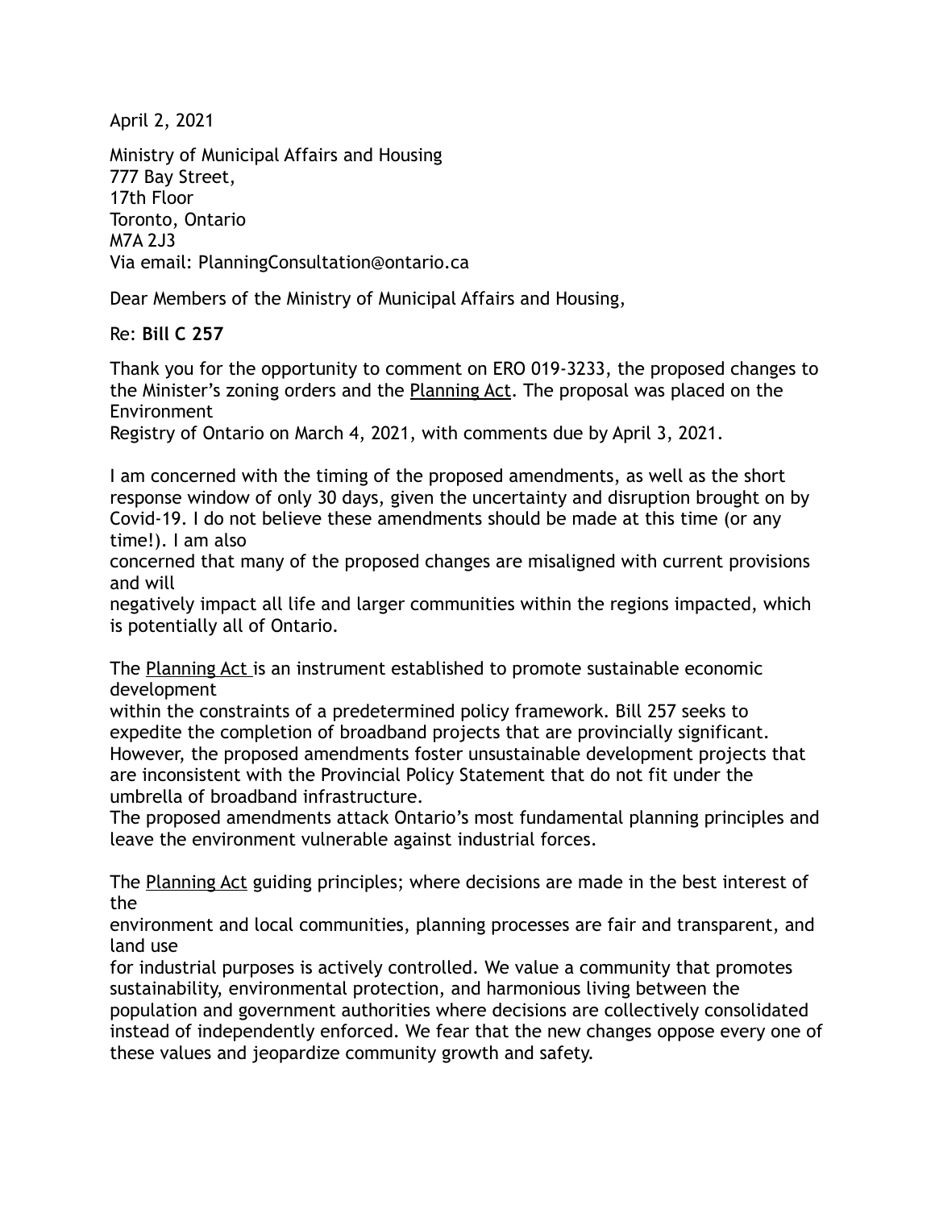April 2, 2021

Ministry of Municipal Affairs and Housing
777 Bay Street,
17th Floor
Toronto, Ontario
M7A 2J3
Via email: PlanningConsultation@ontario.ca

Dear Members of the Ministry of Municipal Affairs and Housing,

Re: **Bill C 257**

Thank you for the opportunity to comment on ERO 019-3233, the proposed changes to the Minister's zoning orders and the Planning Act. The proposal was placed on the Environment Registry of Ontario on March 4, 2021, with comments due by April 3, 2021.

I am concerned with the timing of the proposed amendments, as well as the short response window of only 30 days, given the uncertainty and disruption brought on by Covid-19. I do not believe these amendments should be made at this time (or any time!). I am also concerned that many of the proposed changes are misaligned with current provisions and will negatively impact all life and larger communities within the regions impacted, which is potentially all of Ontario.

The Planning Act is an instrument established to promote sustainable economic development within the constraints of a predetermined policy framework. Bill 257 seeks to expedite the completion of broadband projects that are provincially significant. However, the proposed amendments foster unsustainable development projects that are inconsistent with the Provincial Policy Statement that do not fit under the umbrella of broadband infrastructure.
The proposed amendments attack Ontario's most fundamental planning principles and leave the environment vulnerable against industrial forces.

The Planning Act guiding principles; where decisions are made in the best interest of the environment and local communities, planning processes are fair and transparent, and land use for industrial purposes is actively controlled. We value a community that promotes sustainability, environmental protection, and harmonious living between the population and government authorities where decisions are collectively consolidated instead of independently enforced. We fear that the new changes oppose every one of these values and jeopardize community growth and safety.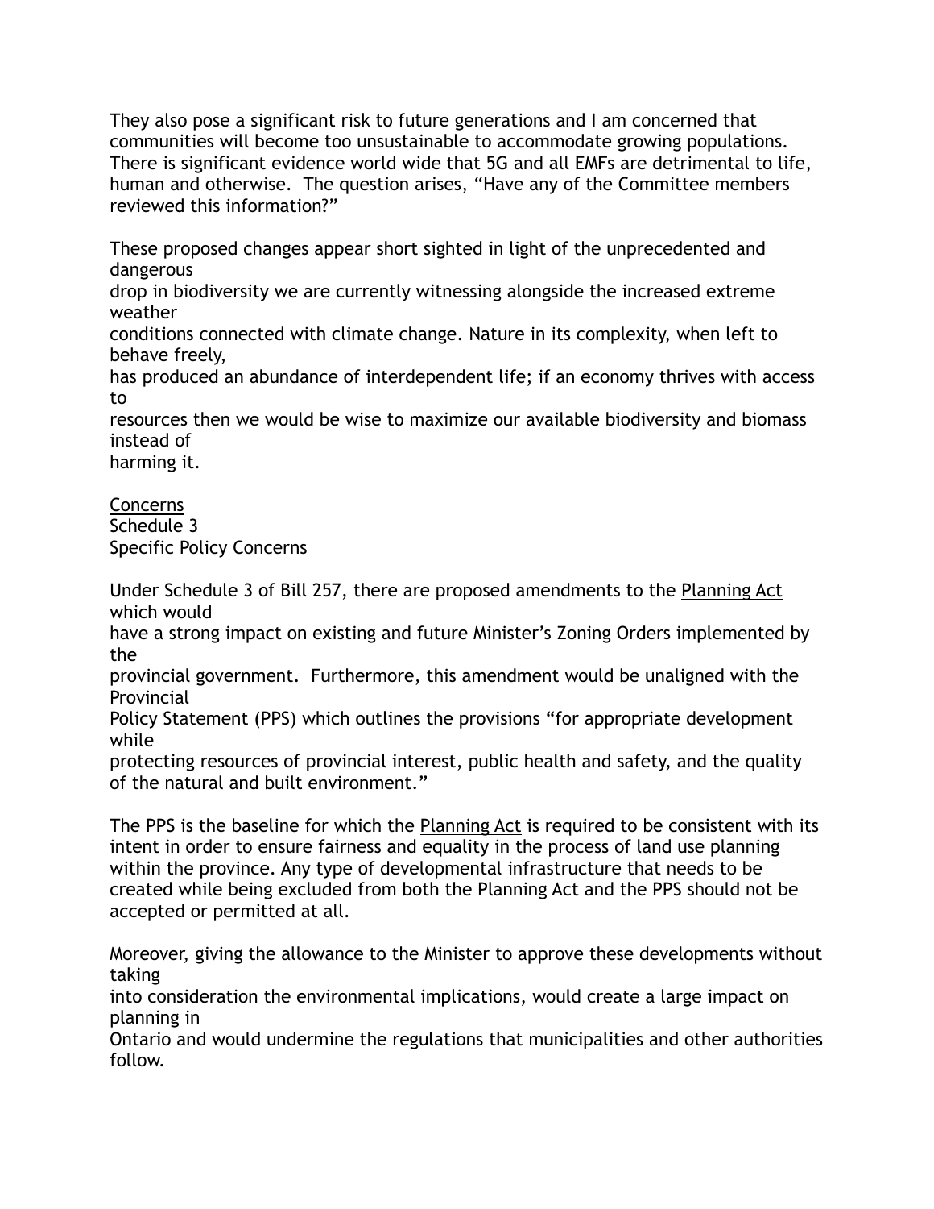They also pose a significant risk to future generations and I am concerned that communities will become too unsustainable to accommodate growing populations. There is significant evidence world wide that 5G and all EMFs are detrimental to life, human and otherwise. The question arises, "Have any of the Committee members reviewed this information?"

These proposed changes appear short sighted in light of the unprecedented and dangerous drop in biodiversity we are currently witnessing alongside the increased extreme weather conditions connected with climate change. Nature in its complexity, when left to behave freely, has produced an abundance of interdependent life; if an economy thrives with access to resources then we would be wise to maximize our available biodiversity and biomass instead of harming it.

<u>Concerns</u>
Schedule 3
Specific Policy Concerns

Under Schedule 3 of Bill 257, there are proposed amendments to the <u>Planning Act</u> which would have a strong impact on existing and future Minister's Zoning Orders implemented by the provincial government. Furthermore, this amendment would be unaligned with the Provincial Policy Statement (PPS) which outlines the provisions "for appropriate development while protecting resources of provincial interest, public health and safety, and the quality of the natural and built environment."

The PPS is the baseline for which the <u>Planning Act</u> is required to be consistent with its intent in order to ensure fairness and equality in the process of land use planning within the province. Any type of developmental infrastructure that needs to be created while being excluded from both the <u>Planning Act</u> and the PPS should not be accepted or permitted at all.

Moreover, giving the allowance to the Minister to approve these developments without taking into consideration the environmental implications, would create a large impact on planning in Ontario and would undermine the regulations that municipalities and other authorities follow.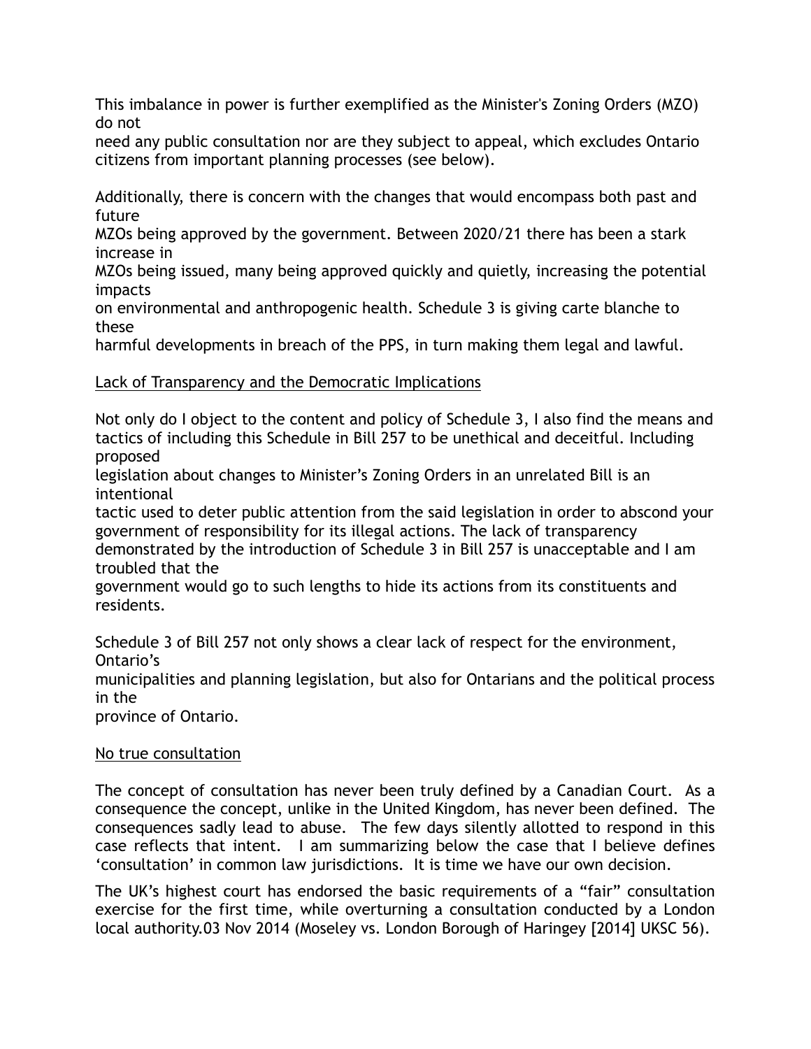This imbalance in power is further exemplified as the Minister's Zoning Orders (MZO) do not need any public consultation nor are they subject to appeal, which excludes Ontario citizens from important planning processes (see below).

Additionally, there is concern with the changes that would encompass both past and future MZOs being approved by the government. Between 2020/21 there has been a stark increase in MZOs being issued, many being approved quickly and quietly, increasing the potential impacts on environmental and anthropogenic health. Schedule 3 is giving carte blanche to these harmful developments in breach of the PPS, in turn making them legal and lawful.

<u>Lack of Transparency and the Democratic Implications</u>

Not only do I object to the content and policy of Schedule 3, I also find the means and tactics of including this Schedule in Bill 257 to be unethical and deceitful. Including proposed legislation about changes to Minister's Zoning Orders in an unrelated Bill is an intentional tactic used to deter public attention from the said legislation in order to abscond your government of responsibility for its illegal actions. The lack of transparency demonstrated by the introduction of Schedule 3 in Bill 257 is unacceptable and I am troubled that the government would go to such lengths to hide its actions from its constituents and residents.

Schedule 3 of Bill 257 not only shows a clear lack of respect for the environment, Ontario's municipalities and planning legislation, but also for Ontarians and the political process in the province of Ontario.

<u>No true consultation</u>

The concept of consultation has never been truly defined by a Canadian Court. As a consequence the concept, unlike in the United Kingdom, has never been defined. The consequences sadly lead to abuse. The few days silently allotted to respond in this case reflects that intent. I am summarizing below the case that I believe defines 'consultation' in common law jurisdictions. It is time we have our own decision.

The UK's highest court has endorsed the basic requirements of a "fair" consultation exercise for the first time, while overturning a consultation conducted by a London local authority.03 Nov 2014 (Moseley vs. London Borough of Haringey [2014] UKSC 56).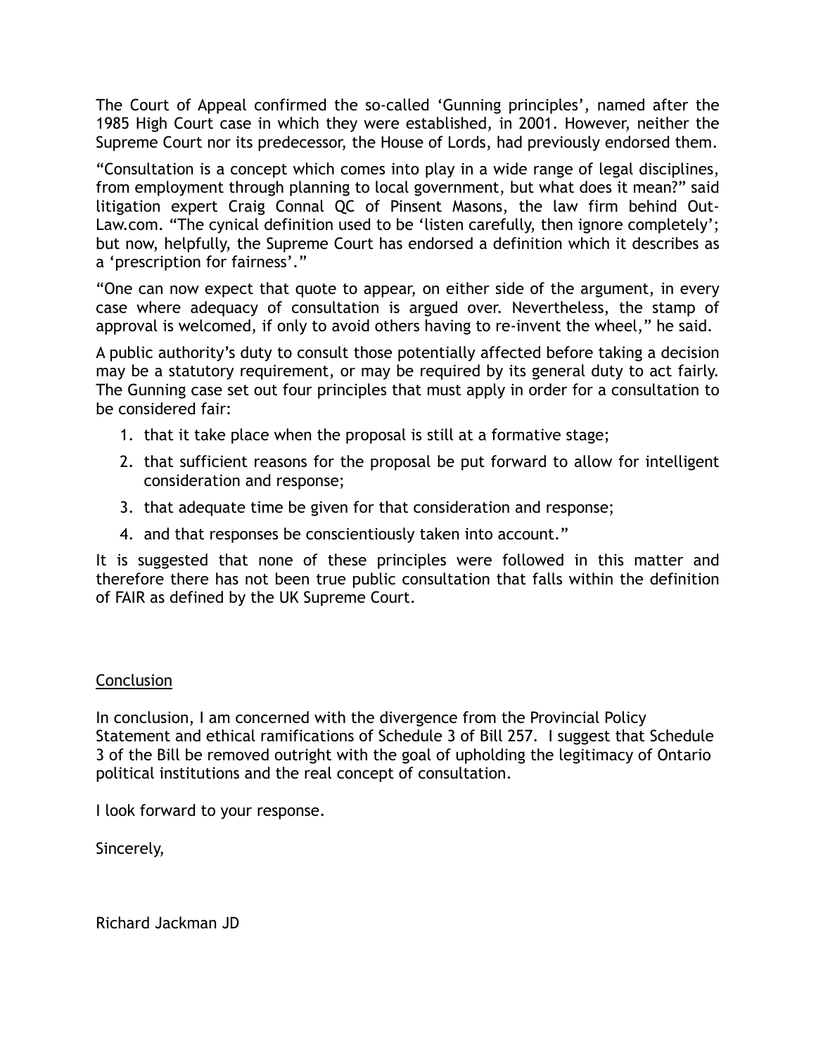The Court of Appeal confirmed the so-called 'Gunning principles', named after the 1985 High Court case in which they were established, in 2001. However, neither the Supreme Court nor its predecessor, the House of Lords, had previously endorsed them.

"Consultation is a concept which comes into play in a wide range of legal disciplines, from employment through planning to local government, but what does it mean?" said litigation expert Craig Connal QC of Pinsent Masons, the law firm behind Out-Law.com. "The cynical definition used to be 'listen carefully, then ignore completely'; but now, helpfully, the Supreme Court has endorsed a definition which it describes as a 'prescription for fairness'."

"One can now expect that quote to appear, on either side of the argument, in every case where adequacy of consultation is argued over. Nevertheless, the stamp of approval is welcomed, if only to avoid others having to re-invent the wheel," he said.

A public authority's duty to consult those potentially affected before taking a decision may be a statutory requirement, or may be required by its general duty to act fairly. The Gunning case set out four principles that must apply in order for a consultation to be considered fair:

1. that it take place when the proposal is still at a formative stage;
2. that sufficient reasons for the proposal be put forward to allow for intelligent consideration and response;
3. that adequate time be given for that consideration and response;
4. and that responses be conscientiously taken into account."

It is suggested that none of these principles were followed in this matter and therefore there has not been true public consultation that falls within the definition of FAIR as defined by the UK Supreme Court.

<u>Conclusion</u>

In conclusion, I am concerned with the divergence from the Provincial Policy Statement and ethical ramifications of Schedule 3 of Bill 257. I suggest that Schedule 3 of the Bill be removed outright with the goal of upholding the legitimacy of Ontario political institutions and the real concept of consultation.

I look forward to your response.

Sincerely,

Richard Jackman JD